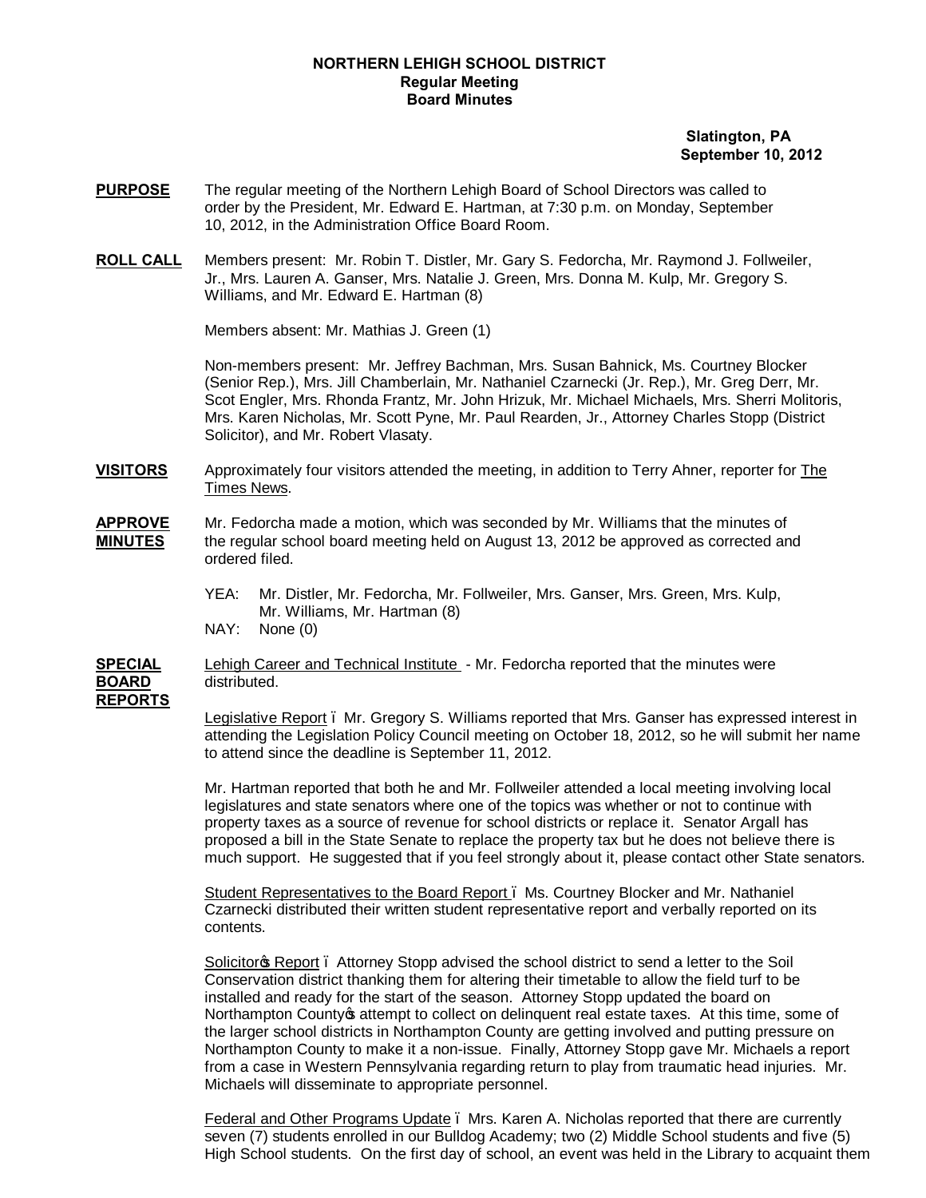**NORTHERN LEHIGH SCHOOL DISTRICT**
**Regular Meeting**
**Board Minutes**

**Slatington, PA**
**September 10, 2012**

**PURPOSE** The regular meeting of the Northern Lehigh Board of School Directors was called to order by the President, Mr. Edward E. Hartman, at 7:30 p.m. on Monday, September 10, 2012, in the Administration Office Board Room.

**ROLL CALL** Members present: Mr. Robin T. Distler, Mr. Gary S. Fedorcha, Mr. Raymond J. Follweiler, Jr., Mrs. Lauren A. Ganser, Mrs. Natalie J. Green, Mrs. Donna M. Kulp, Mr. Gregory S. Williams, and Mr. Edward E. Hartman (8)

Members absent: Mr. Mathias J. Green (1)

Non-members present: Mr. Jeffrey Bachman, Mrs. Susan Bahnick, Ms. Courtney Blocker (Senior Rep.), Mrs. Jill Chamberlain, Mr. Nathaniel Czarnecki (Jr. Rep.), Mr. Greg Derr, Mr. Scot Engler, Mrs. Rhonda Frantz, Mr. John Hrizuk, Mr. Michael Michaels, Mrs. Sherri Molitoris, Mrs. Karen Nicholas, Mr. Scott Pyne, Mr. Paul Rearden, Jr., Attorney Charles Stopp (District Solicitor), and Mr. Robert Vlasaty.

**VISITORS** Approximately four visitors attended the meeting, in addition to Terry Ahner, reporter for The Times News.

**APPROVE MINUTES** Mr. Fedorcha made a motion, which was seconded by Mr. Williams that the minutes of the regular school board meeting held on August 13, 2012 be approved as corrected and ordered filed.

YEA: Mr. Distler, Mr. Fedorcha, Mr. Follweiler, Mrs. Ganser, Mrs. Green, Mrs. Kulp, Mr. Williams, Mr. Hartman (8)
NAY: None (0)

**SPECIAL BOARD REPORTS** Lehigh Career and Technical Institute - Mr. Fedorcha reported that the minutes were distributed.

Legislative Report – Mr. Gregory S. Williams reported that Mrs. Ganser has expressed interest in attending the Legislation Policy Council meeting on October 18, 2012, so he will submit her name to attend since the deadline is September 11, 2012.

Mr. Hartman reported that both he and Mr. Follweiler attended a local meeting involving local legislatures and state senators where one of the topics was whether or not to continue with property taxes as a source of revenue for school districts or replace it. Senator Argall has proposed a bill in the State Senate to replace the property tax but he does not believe there is much support. He suggested that if you feel strongly about it, please contact other State senators.

Student Representatives to the Board Report – Ms. Courtney Blocker and Mr. Nathaniel Czarnecki distributed their written student representative report and verbally reported on its contents.

Solicitor's Report – Attorney Stopp advised the school district to send a letter to the Soil Conservation district thanking them for altering their timetable to allow the field turf to be installed and ready for the start of the season. Attorney Stopp updated the board on Northampton County's attempt to collect on delinquent real estate taxes. At this time, some of the larger school districts in Northampton County are getting involved and putting pressure on Northampton County to make it a non-issue. Finally, Attorney Stopp gave Mr. Michaels a report from a case in Western Pennsylvania regarding return to play from traumatic head injuries. Mr. Michaels will disseminate to appropriate personnel.

Federal and Other Programs Update – Mrs. Karen A. Nicholas reported that there are currently seven (7) students enrolled in our Bulldog Academy; two (2) Middle School students and five (5) High School students. On the first day of school, an event was held in the Library to acquaint them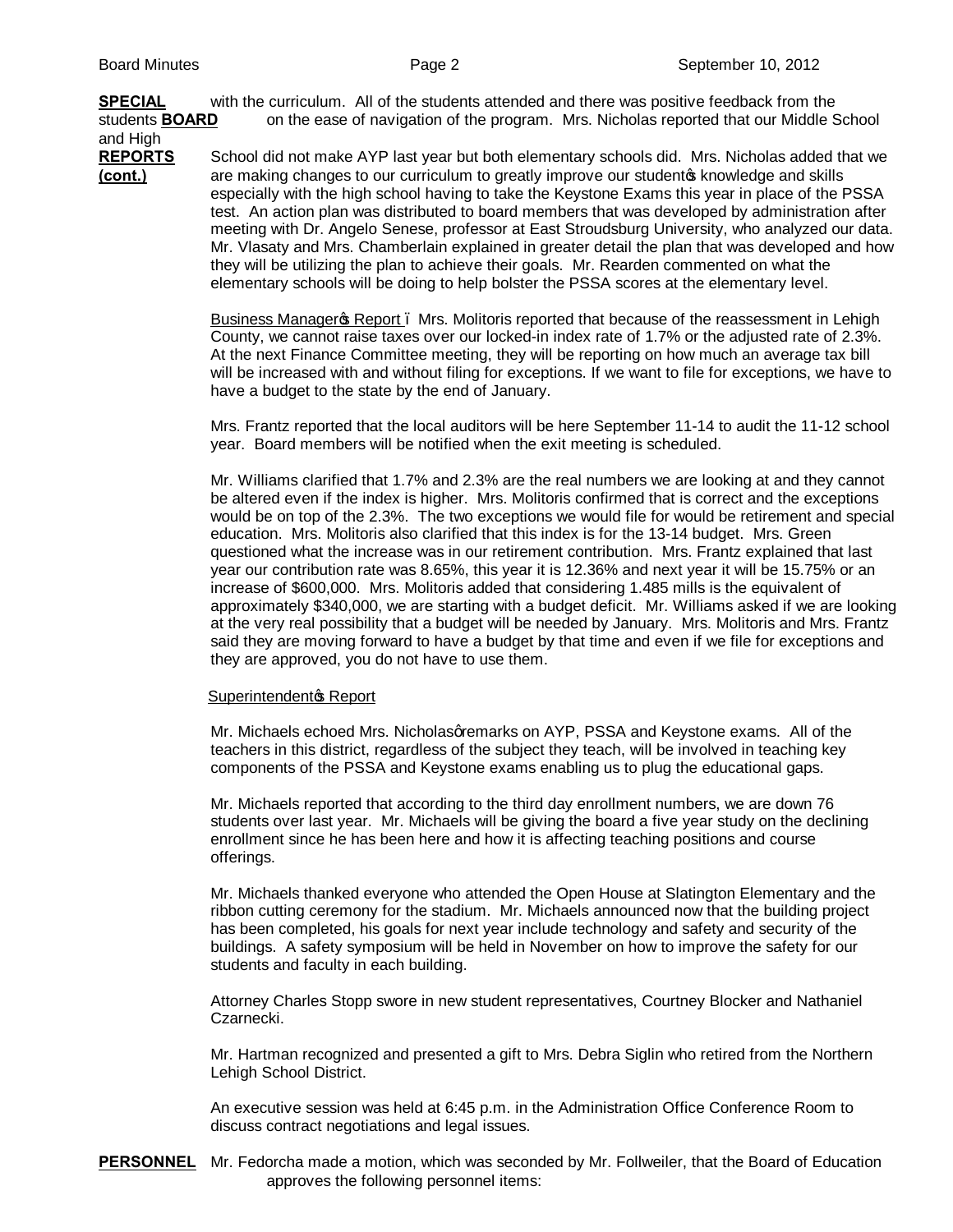**SPECIAL BOARD REPORTS (cont.)**

with the curriculum. All of the students attended and there was positive feedback from the students on the ease of navigation of the program. Mrs. Nicholas reported that our Middle School and High School did not make AYP last year but both elementary schools did. Mrs. Nicholas added that we are making changes to our curriculum to greatly improve our student's knowledge and skills especially with the high school having to take the Keystone Exams this year in place of the PSSA test. An action plan was distributed to board members that was developed by administration after meeting with Dr. Angelo Senese, professor at East Stroudsburg University, who analyzed our data. Mr. Vlasaty and Mrs. Chamberlain explained in greater detail the plan that was developed and how they will be utilizing the plan to achieve their goals. Mr. Rearden commented on what the elementary schools will be doing to help bolster the PSSA scores at the elementary level.

Business Manager's Report – Mrs. Molitoris reported that because of the reassessment in Lehigh County, we cannot raise taxes over our locked-in index rate of 1.7% or the adjusted rate of 2.3%. At the next Finance Committee meeting, they will be reporting on how much an average tax bill will be increased with and without filing for exceptions. If we want to file for exceptions, we have to have a budget to the state by the end of January.

Mrs. Frantz reported that the local auditors will be here September 11-14 to audit the 11-12 school year. Board members will be notified when the exit meeting is scheduled.

Mr. Williams clarified that 1.7% and 2.3% are the real numbers we are looking at and they cannot be altered even if the index is higher. Mrs. Molitoris confirmed that is correct and the exceptions would be on top of the 2.3%. The two exceptions we would file for would be retirement and special education. Mrs. Molitoris also clarified that this index is for the 13-14 budget. Mrs. Green questioned what the increase was in our retirement contribution. Mrs. Frantz explained that last year our contribution rate was 8.65%, this year it is 12.36% and next year it will be 15.75% or an increase of $600,000. Mrs. Molitoris added that considering 1.485 mills is the equivalent of approximately $340,000, we are starting with a budget deficit. Mr. Williams asked if we are looking at the very real possibility that a budget will be needed by January. Mrs. Molitoris and Mrs. Frantz said they are moving forward to have a budget by that time and even if we file for exceptions and they are approved, you do not have to use them.

Superintendent's Report

Mr. Michaels echoed Mrs. Nicholas' remarks on AYP, PSSA and Keystone exams. All of the teachers in this district, regardless of the subject they teach, will be involved in teaching key components of the PSSA and Keystone exams enabling us to plug the educational gaps.

Mr. Michaels reported that according to the third day enrollment numbers, we are down 76 students over last year. Mr. Michaels will be giving the board a five year study on the declining enrollment since he has been here and how it is affecting teaching positions and course offerings.

Mr. Michaels thanked everyone who attended the Open House at Slatington Elementary and the ribbon cutting ceremony for the stadium. Mr. Michaels announced now that the building project has been completed, his goals for next year include technology and safety and security of the buildings. A safety symposium will be held in November on how to improve the safety for our students and faculty in each building.

Attorney Charles Stopp swore in new student representatives, Courtney Blocker and Nathaniel Czarnecki.

Mr. Hartman recognized and presented a gift to Mrs. Debra Siglin who retired from the Northern Lehigh School District.

An executive session was held at 6:45 p.m. in the Administration Office Conference Room to discuss contract negotiations and legal issues.

**PERSONNEL**

Mr. Fedorcha made a motion, which was seconded by Mr. Follweiler, that the Board of Education approves the following personnel items: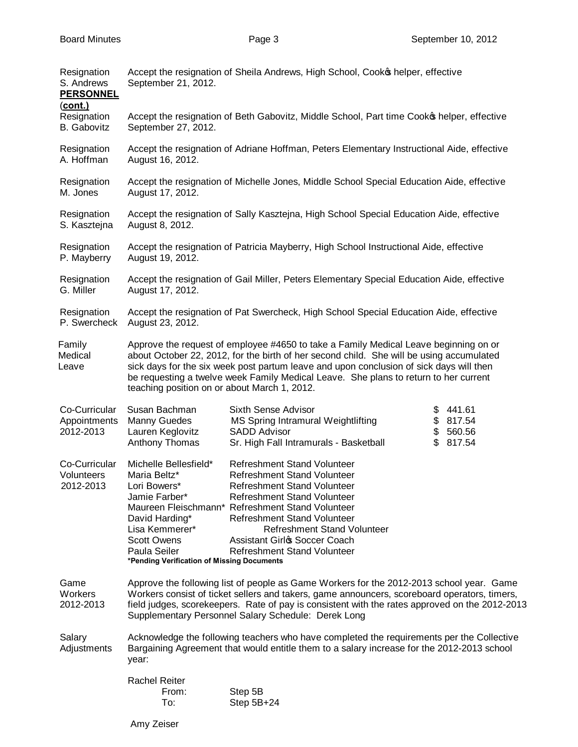**PERSONNEL (cont.)**

| | |
|---|---|
| Resignation S. Andrews | Accept the resignation of Sheila Andrews, High School, Cook's helper, effective September 21, 2012. |
| Resignation B. Gabovitz | Accept the resignation of Beth Gabovitz, Middle School, Part time Cook's helper, effective September 27, 2012. |
| Resignation A. Hoffman | Accept the resignation of Adriane Hoffman, Peters Elementary Instructional Aide, effective August 16, 2012. |
| Resignation M. Jones | Accept the resignation of Michelle Jones, Middle School Special Education Aide, effective August 17, 2012. |
| Resignation S. Kasztejna | Accept the resignation of Sally Kasztejna, High School Special Education Aide, effective August 8, 2012. |
| Resignation P. Mayberry | Accept the resignation of Patricia Mayberry, High School Instructional Aide, effective August 19, 2012. |
| Resignation G. Miller | Accept the resignation of Gail Miller, Peters Elementary Special Education Aide, effective August 17, 2012. |
| Resignation P. Swercheck | Accept the resignation of Pat Swercheck, High School Special Education Aide, effective August 23, 2012. |
| Family Medical Leave | Approve the request of employee #4650 to take a Family Medical Leave beginning on or about October 22, 2012, for the birth of her second child. She will be using accumulated sick days for the six week post partum leave and upon conclusion of sick days will then be requesting a twelve week Family Medical Leave. She plans to return to her current teaching position on or about March 1, 2012. |

**Co-Curricular Appointments 2012-2013**

| Name | Position | Amount |
|---|---|---|
| Susan Bachman | Sixth Sense Advisor | $ 441.61 |
| Manny Guedes | MS Spring Intramural Weightlifting | $ 817.54 |
| Lauren Keglovitz | SADD Advisor | $ 560.56 |
| Anthony Thomas | Sr. High Fall Intramurals - Basketball | $ 817.54 |

**Co-Curricular Volunteers 2012-2013**

| Name | Position |
|---|---|
| Michelle Bellesfield* | Refreshment Stand Volunteer |
| Maria Beltz* | Refreshment Stand Volunteer |
| Lori Bowers* | Refreshment Stand Volunteer |
| Jamie Farber* | Refreshment Stand Volunteer |
| Maureen Fleischmann* | Refreshment Stand Volunteer |
| David Harding* | Refreshment Stand Volunteer |
| Lisa Kemmerer* | Refreshment Stand Volunteer |
| Scott Owens | Assistant Girl's Soccer Coach |
| Paula Seiler | Refreshment Stand Volunteer |

**\*Pending Verification of Missing Documents**

| | |
|---|---|
| Game Workers 2012-2013 | Approve the following list of people as Game Workers for the 2012-2013 school year. Game Workers consist of ticket sellers and takers, game announcers, scoreboard operators, timers, field judges, scorekeepers. Rate of pay is consistent with the rates approved on the 2012-2013 Supplementary Personnel Salary Schedule: Derek Long |
| Salary Adjustments | Acknowledge the following teachers who have completed the requirements per the Collective Bargaining Agreement that would entitle them to a salary increase for the 2012-2013 school year: |

Rachel Reiter

| | |
|---|---|
| From: | Step 5B |
| To: | Step 5B+24 |

Amy Zeiser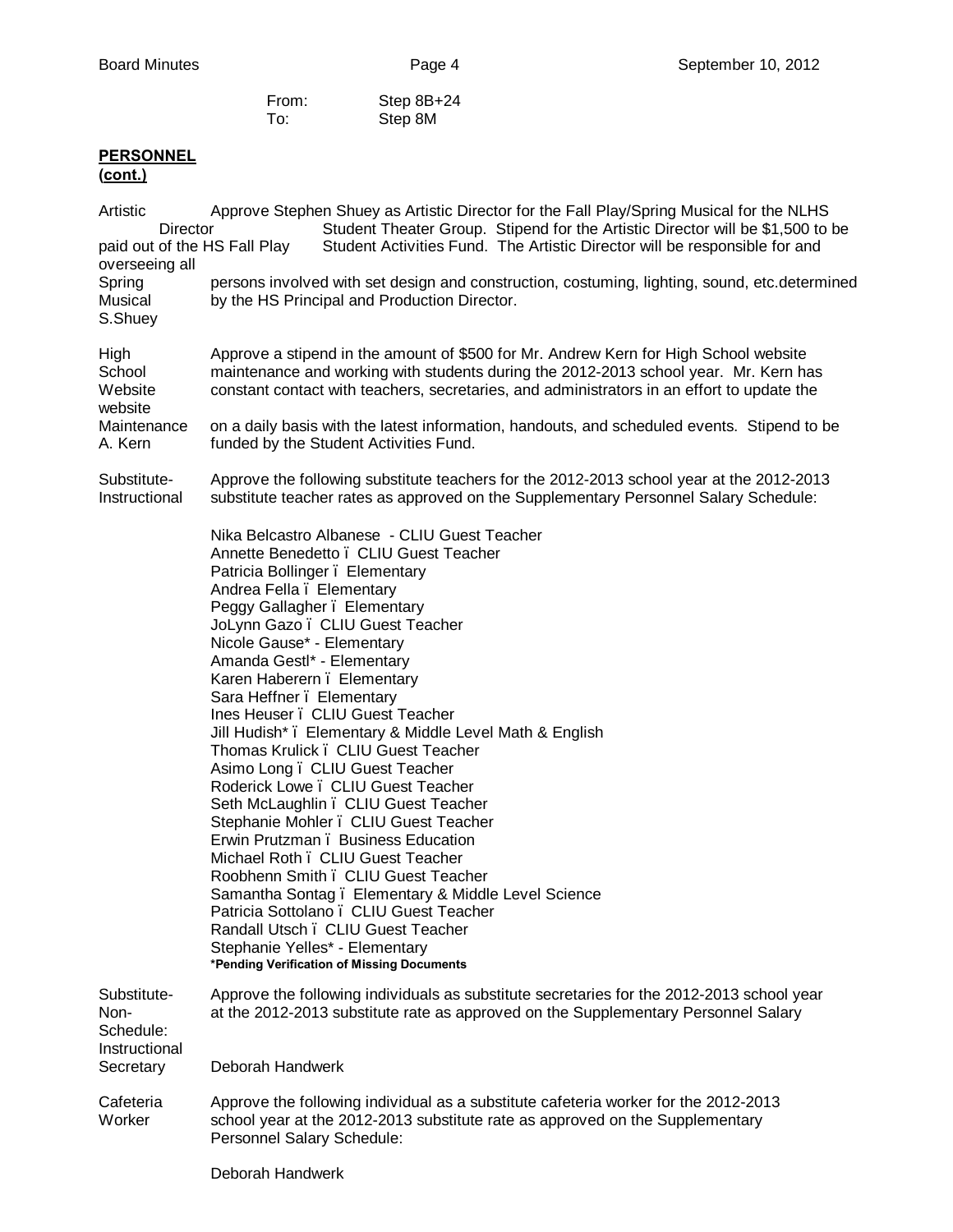From: Step 8B+24
To: Step 8M

**PERSONNEL (cont.)**

**Artistic Director paid out of the HS Fall Play Spring Musical S.Shuey**

Approve Stephen Shuey as Artistic Director for the Fall Play/Spring Musical for the NLHS Student Theater Group. Stipend for the Artistic Director will be $1,500 to be Student Activities Fund. The Artistic Director will be responsible for and overseeing all persons involved with set design and construction, costuming, lighting, sound, etc.determined by the HS Principal and Production Director.

**High School Website Maintenance A. Kern**

Approve a stipend in the amount of $500 for Mr. Andrew Kern for High School website maintenance and working with students during the 2012-2013 school year. Mr. Kern has constant contact with teachers, secretaries, and administrators in an effort to update the website on a daily basis with the latest information, handouts, and scheduled events. Stipend to be funded by the Student Activities Fund.

**Substitute-Instructional**

Approve the following substitute teachers for the 2012-2013 school year at the 2012-2013 substitute teacher rates as approved on the Supplementary Personnel Salary Schedule:

Nika Belcastro Albanese - CLIU Guest Teacher
Annette Benedetto – CLIU Guest Teacher
Patricia Bollinger – Elementary
Andrea Fella – Elementary
Peggy Gallagher – Elementary
JoLynn Gazo – CLIU Guest Teacher
Nicole Gause* - Elementary
Amanda Gestl* - Elementary
Karen Haberern – Elementary
Sara Heffner – Elementary
Ines Heuser – CLIU Guest Teacher
Jill Hudish* – Elementary & Middle Level Math & English
Thomas Krulick – CLIU Guest Teacher
Asimo Long – CLIU Guest Teacher
Roderick Lowe – CLIU Guest Teacher
Seth McLaughlin – CLIU Guest Teacher
Stephanie Mohler – CLIU Guest Teacher
Erwin Prutzman – Business Education
Michael Roth – CLIU Guest Teacher
Roobhenn Smith – CLIU Guest Teacher
Samantha Sontag – Elementary & Middle Level Science
Patricia Sottolano – CLIU Guest Teacher
Randall Utsch – CLIU Guest Teacher
Stephanie Yelles* - Elementary

**\*Pending Verification of Missing Documents**

**Substitute-Non-Instructional Secretary**

Approve the following individuals as substitute secretaries for the 2012-2013 school year at the 2012-2013 substitute rate as approved on the Supplementary Personnel Salary Schedule:

Deborah Handwerk

**Cafeteria Worker**

Approve the following individual as a substitute cafeteria worker for the 2012-2013 school year at the 2012-2013 substitute rate as approved on the Supplementary Personnel Salary Schedule:

Deborah Handwerk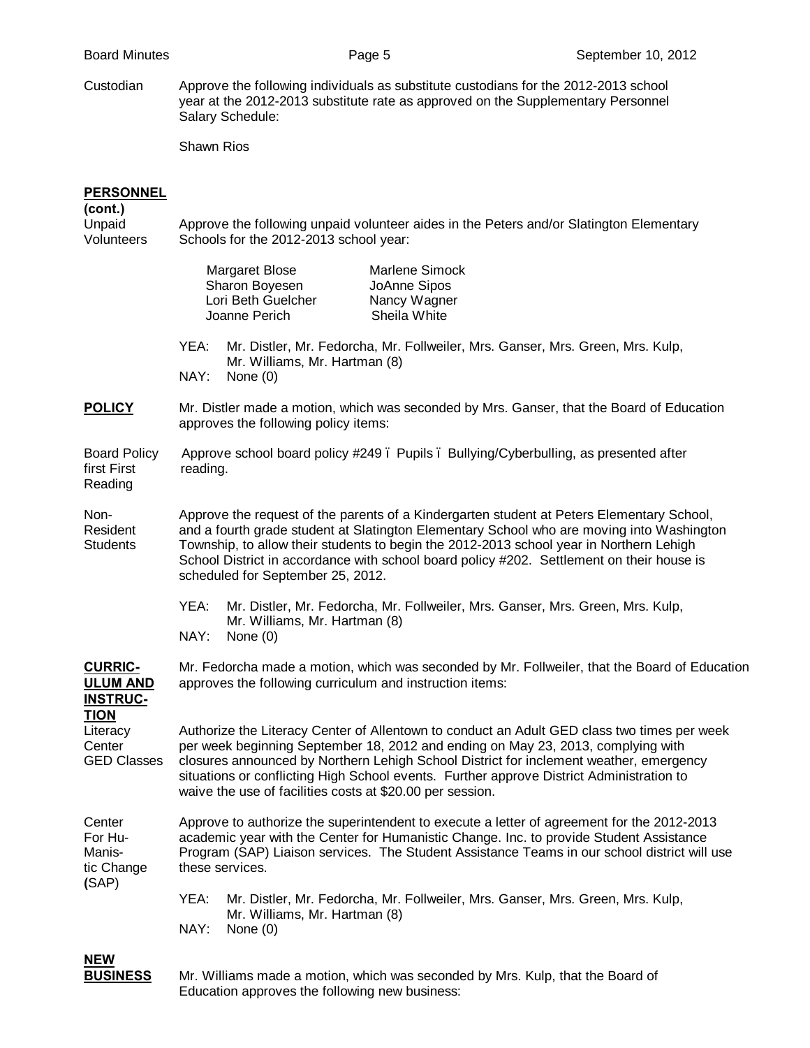Custodian — Approve the following individuals as substitute custodians for the 2012-2013 school year at the 2012-2013 substitute rate as approved on the Supplementary Personnel Salary Schedule:

Shawn Rios

**PERSONNEL (cont.)**

Unpaid Volunteers — Approve the following unpaid volunteer aides in the Peters and/or Slatington Elementary Schools for the 2012-2013 school year:

| | |
|---|---|
| Margaret Blose | Marlene Simock |
| Sharon Boyesen | JoAnne Sipos |
| Lori Beth Guelcher | Nancy Wagner |
| Joanne Perich | Sheila White |

YEA: Mr. Distler, Mr. Fedorcha, Mr. Follweiler, Mrs. Ganser, Mrs. Green, Mrs. Kulp, Mr. Williams, Mr. Hartman (8)
NAY: None (0)

**POLICY**

Mr. Distler made a motion, which was seconded by Mrs. Ganser, that the Board of Education approves the following policy items:

Board Policy first First Reading — Approve school board policy #249 – Pupils – Bullying/Cyberbulling, as presented after reading.

Non-Resident Students — Approve the request of the parents of a Kindergarten student at Peters Elementary School, and a fourth grade student at Slatington Elementary School who are moving into Washington Township, to allow their students to begin the 2012-2013 school year in Northern Lehigh School District in accordance with school board policy #202. Settlement on their house is scheduled for September 25, 2012.

YEA: Mr. Distler, Mr. Fedorcha, Mr. Follweiler, Mrs. Ganser, Mrs. Green, Mrs. Kulp, Mr. Williams, Mr. Hartman (8)
NAY: None (0)

**CURRICULUM AND INSTRUCTION**

Mr. Fedorcha made a motion, which was seconded by Mr. Follweiler, that the Board of Education approves the following curriculum and instruction items:

Literacy Center GED Classes — Authorize the Literacy Center of Allentown to conduct an Adult GED class two times per week per week beginning September 18, 2012 and ending on May 23, 2013, complying with closures announced by Northern Lehigh School District for inclement weather, emergency situations or conflicting High School events. Further approve District Administration to waive the use of facilities costs at $20.00 per session.

Center For Humanistic Change (SAP) — Approve to authorize the superintendent to execute a letter of agreement for the 2012-2013 academic year with the Center for Humanistic Change. Inc. to provide Student Assistance Program (SAP) Liaison services. The Student Assistance Teams in our school district will use these services.

YEA: Mr. Distler, Mr. Fedorcha, Mr. Follweiler, Mrs. Ganser, Mrs. Green, Mrs. Kulp, Mr. Williams, Mr. Hartman (8)
NAY: None (0)

**NEW BUSINESS**

Mr. Williams made a motion, which was seconded by Mrs. Kulp, that the Board of Education approves the following new business: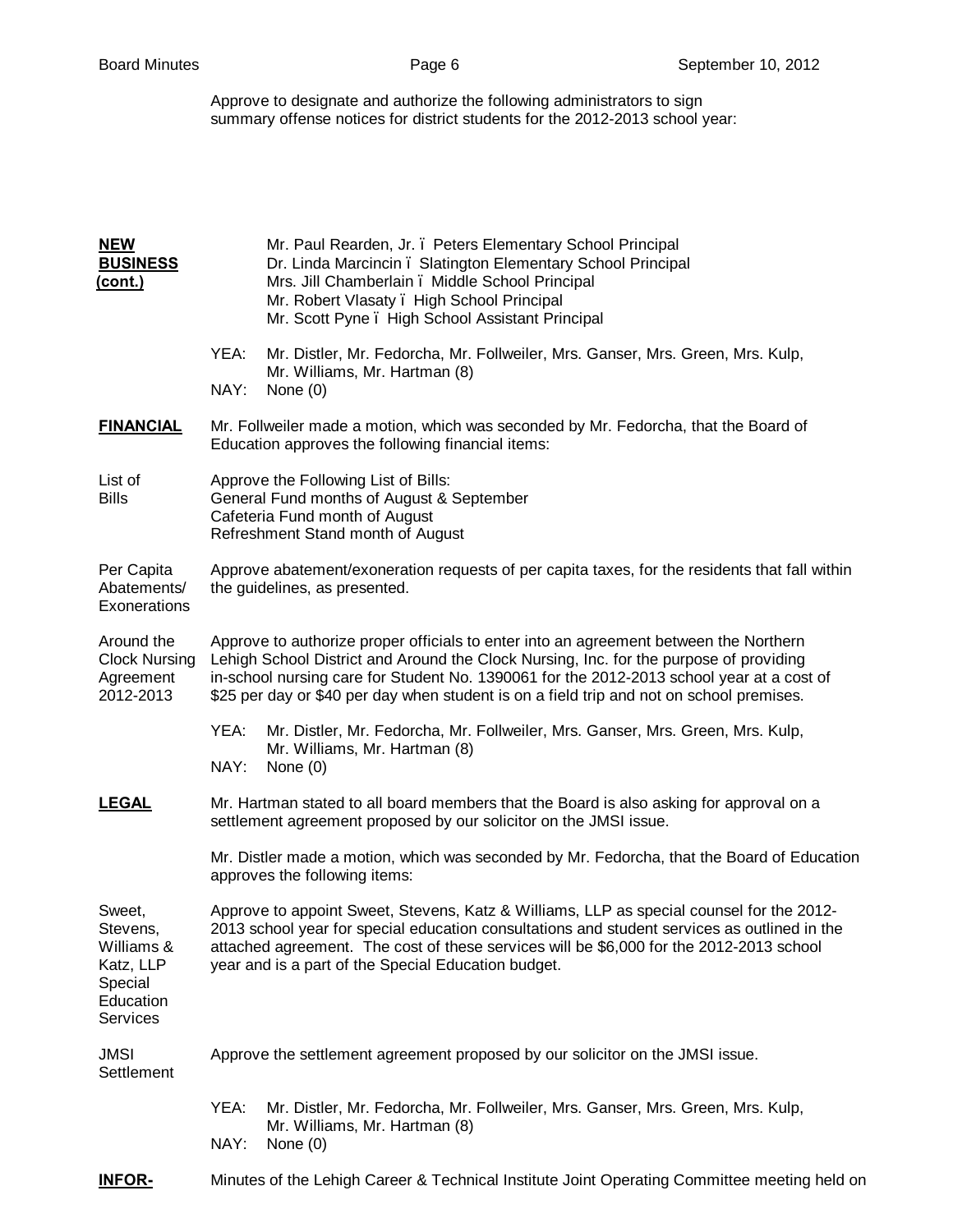Approve to designate and authorize the following administrators to sign summary offense notices for district students for the 2012-2013 school year:

**NEW BUSINESS (cont.)**

Mr. Paul Rearden, Jr. – Peters Elementary School Principal
Dr. Linda Marcincin – Slatington Elementary School Principal
Mrs. Jill Chamberlain – Middle School Principal
Mr. Robert Vlasaty – High School Principal
Mr. Scott Pyne – High School Assistant Principal

YEA: Mr. Distler, Mr. Fedorcha, Mr. Follweiler, Mrs. Ganser, Mrs. Green, Mrs. Kulp, Mr. Williams, Mr. Hartman (8)
NAY: None (0)

**FINANCIAL**

Mr. Follweiler made a motion, which was seconded by Mr. Fedorcha, that the Board of Education approves the following financial items:

List of Bills

Approve the Following List of Bills:
General Fund months of August & September
Cafeteria Fund month of August
Refreshment Stand month of August

Per Capita Abatements/ Exonerations

Approve abatement/exoneration requests of per capita taxes, for the residents that fall within the guidelines, as presented.

Around the Clock Nursing Agreement 2012-2013

Approve to authorize proper officials to enter into an agreement between the Northern Lehigh School District and Around the Clock Nursing, Inc. for the purpose of providing in-school nursing care for Student No. 1390061 for the 2012-2013 school year at a cost of $25 per day or $40 per day when student is on a field trip and not on school premises.

YEA: Mr. Distler, Mr. Fedorcha, Mr. Follweiler, Mrs. Ganser, Mrs. Green, Mrs. Kulp, Mr. Williams, Mr. Hartman (8)
NAY: None (0)

**LEGAL**

Mr. Hartman stated to all board members that the Board is also asking for approval on a settlement agreement proposed by our solicitor on the JMSI issue.

Mr. Distler made a motion, which was seconded by Mr. Fedorcha, that the Board of Education approves the following items:

Sweet, Stevens, Williams & Katz, LLP Special Education Services

Approve to appoint Sweet, Stevens, Katz & Williams, LLP as special counsel for the 2012-2013 school year for special education consultations and student services as outlined in the attached agreement. The cost of these services will be $6,000 for the 2012-2013 school year and is a part of the Special Education budget.

JMSI Settlement

Approve the settlement agreement proposed by our solicitor on the JMSI issue.

YEA: Mr. Distler, Mr. Fedorcha, Mr. Follweiler, Mrs. Ganser, Mrs. Green, Mrs. Kulp, Mr. Williams, Mr. Hartman (8)
NAY: None (0)

**INFOR-**

Minutes of the Lehigh Career & Technical Institute Joint Operating Committee meeting held on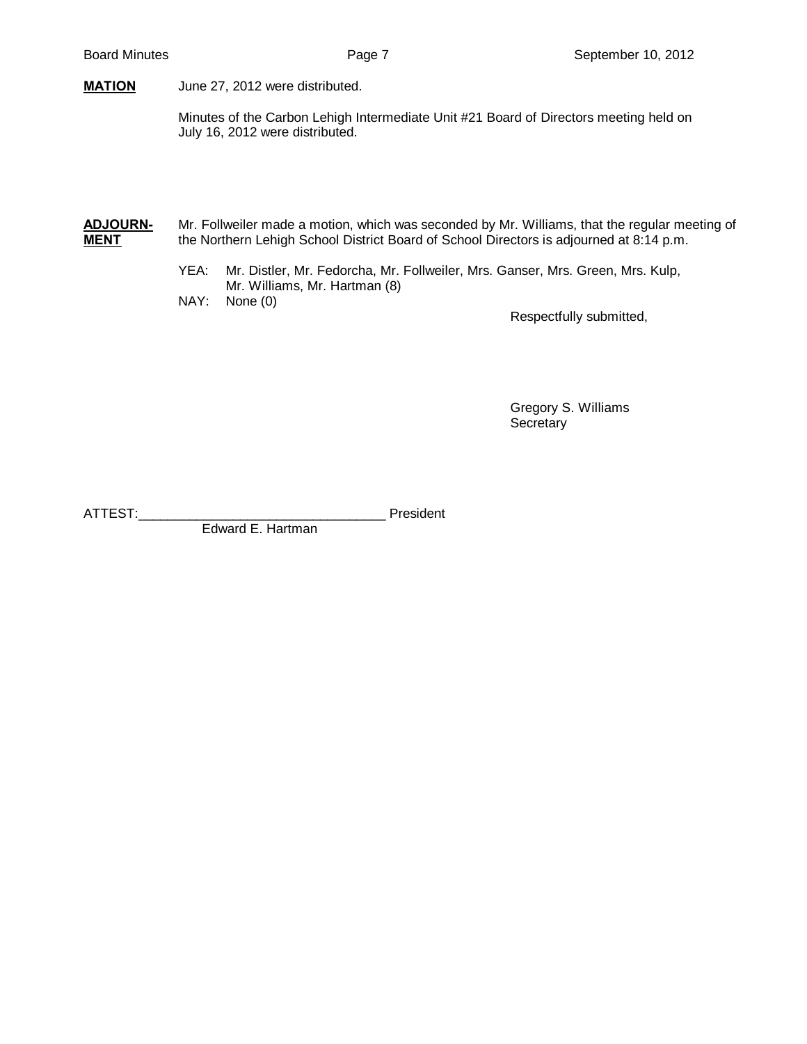**MATION** June 27, 2012 were distributed.

Minutes of the Carbon Lehigh Intermediate Unit #21 Board of Directors meeting held on July 16, 2012 were distributed.

**ADJOURNMENT** Mr. Follweiler made a motion, which was seconded by Mr. Williams, that the regular meeting of the Northern Lehigh School District Board of School Directors is adjourned at 8:14 p.m.

YEA: Mr. Distler, Mr. Fedorcha, Mr. Follweiler, Mrs. Ganser, Mrs. Green, Mrs. Kulp, Mr. Williams, Mr. Hartman (8)

NAY: None (0)

Respectfully submitted,

Gregory S. Williams
Secretary

ATTEST:_________________________________ President
Edward E. Hartman